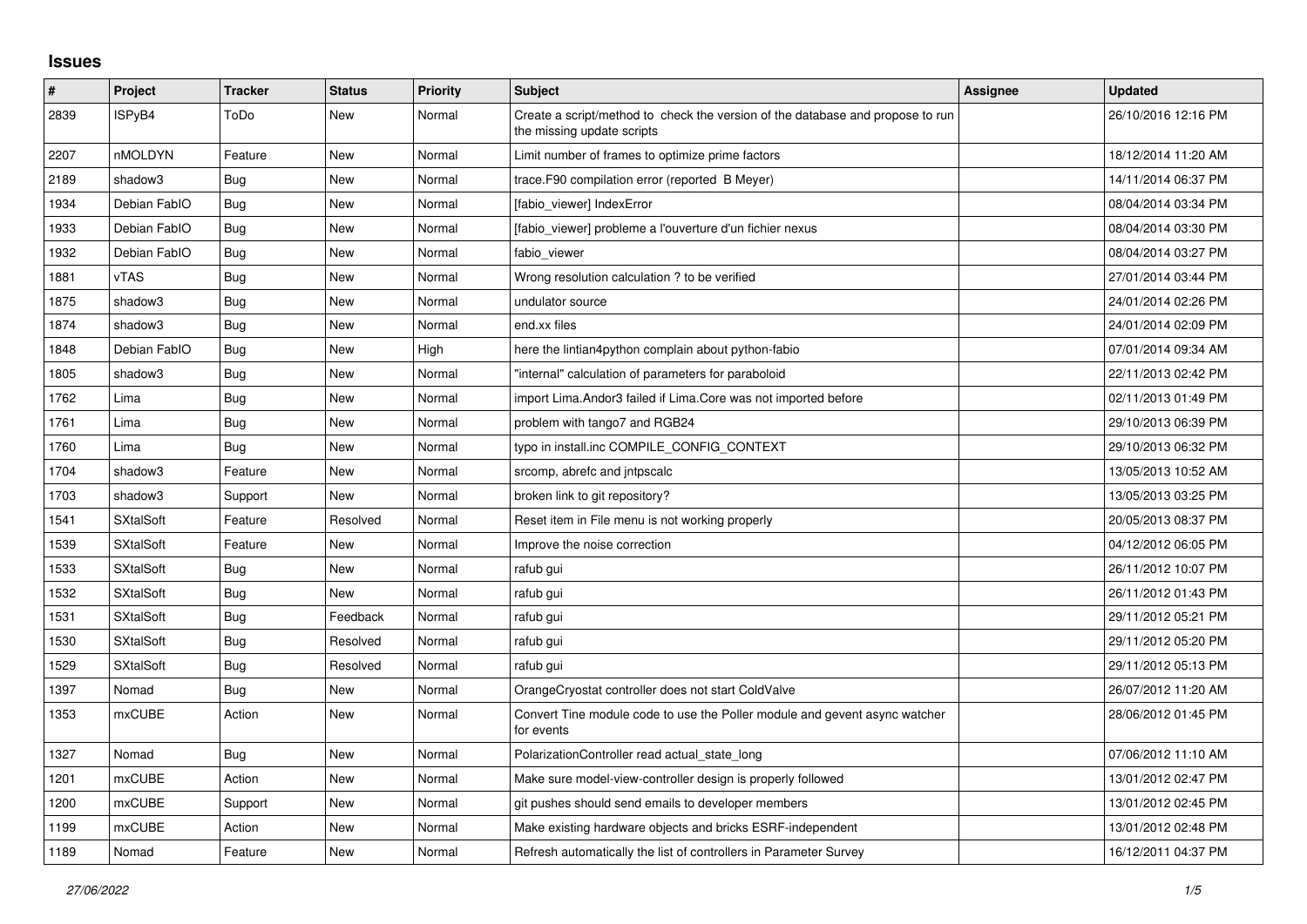## Issues

| # | Project | Tracker | Status | Priority | Subject | Assignee | Updated |
|---|---|---|---|---|---|---|---|
| 2839 | ISPyB4 | ToDo | New | Normal | Create a script/method to check the version of the database and propose to run the missing update scripts | | 26/10/2016 12:16 PM |
| 2207 | nMOLDYN | Feature | New | Normal | Limit number of frames to optimize prime factors | | 18/12/2014 11:20 AM |
| 2189 | shadow3 | Bug | New | Normal | trace.F90 compilation error (reported B Meyer) | | 14/11/2014 06:37 PM |
| 1934 | Debian FabIO | Bug | New | Normal | [fabio_viewer] IndexError | | 08/04/2014 03:34 PM |
| 1933 | Debian FabIO | Bug | New | Normal | [fabio_viewer] probleme a l'ouverture d'un fichier nexus | | 08/04/2014 03:30 PM |
| 1932 | Debian FabIO | Bug | New | Normal | fabio_viewer | | 08/04/2014 03:27 PM |
| 1881 | vTAS | Bug | New | Normal | Wrong resolution calculation ? to be verified | | 27/01/2014 03:44 PM |
| 1875 | shadow3 | Bug | New | Normal | undulator source | | 24/01/2014 02:26 PM |
| 1874 | shadow3 | Bug | New | Normal | end.xx files | | 24/01/2014 02:09 PM |
| 1848 | Debian FabIO | Bug | New | High | here the lintian4python complain about python-fabio | | 07/01/2014 09:34 AM |
| 1805 | shadow3 | Bug | New | Normal | "internal" calculation of parameters for paraboloid | | 22/11/2013 02:42 PM |
| 1762 | Lima | Bug | New | Normal | import Lima.Andor3 failed if Lima.Core was not imported before | | 02/11/2013 01:49 PM |
| 1761 | Lima | Bug | New | Normal | problem with tango7 and RGB24 | | 29/10/2013 06:39 PM |
| 1760 | Lima | Bug | New | Normal | typo in install.inc COMPILE_CONFIG_CONTEXT | | 29/10/2013 06:32 PM |
| 1704 | shadow3 | Feature | New | Normal | srcomp, abrefc and jntpscalc | | 13/05/2013 10:52 AM |
| 1703 | shadow3 | Support | New | Normal | broken link to git repository? | | 13/05/2013 03:25 PM |
| 1541 | SXtalSoft | Feature | Resolved | Normal | Reset item in File menu is not working properly | | 20/05/2013 08:37 PM |
| 1539 | SXtalSoft | Feature | New | Normal | Improve the noise correction | | 04/12/2012 06:05 PM |
| 1533 | SXtalSoft | Bug | New | Normal | rafub gui | | 26/11/2012 10:07 PM |
| 1532 | SXtalSoft | Bug | New | Normal | rafub gui | | 26/11/2012 01:43 PM |
| 1531 | SXtalSoft | Bug | Feedback | Normal | rafub gui | | 29/11/2012 05:21 PM |
| 1530 | SXtalSoft | Bug | Resolved | Normal | rafub gui | | 29/11/2012 05:20 PM |
| 1529 | SXtalSoft | Bug | Resolved | Normal | rafub gui | | 29/11/2012 05:13 PM |
| 1397 | Nomad | Bug | New | Normal | OrangeCryostat controller does not start ColdValve | | 26/07/2012 11:20 AM |
| 1353 | mxCUBE | Action | New | Normal | Convert Tine module code to use the Poller module and gevent async watcher for events | | 28/06/2012 01:45 PM |
| 1327 | Nomad | Bug | New | Normal | PolarizationController read actual_state_long | | 07/06/2012 11:10 AM |
| 1201 | mxCUBE | Action | New | Normal | Make sure model-view-controller design is properly followed | | 13/01/2012 02:47 PM |
| 1200 | mxCUBE | Support | New | Normal | git pushes should send emails to developer members | | 13/01/2012 02:45 PM |
| 1199 | mxCUBE | Action | New | Normal | Make existing hardware objects and bricks ESRF-independent | | 13/01/2012 02:48 PM |
| 1189 | Nomad | Feature | New | Normal | Refresh automatically the list of controllers in Parameter Survey | | 16/12/2011 04:37 PM |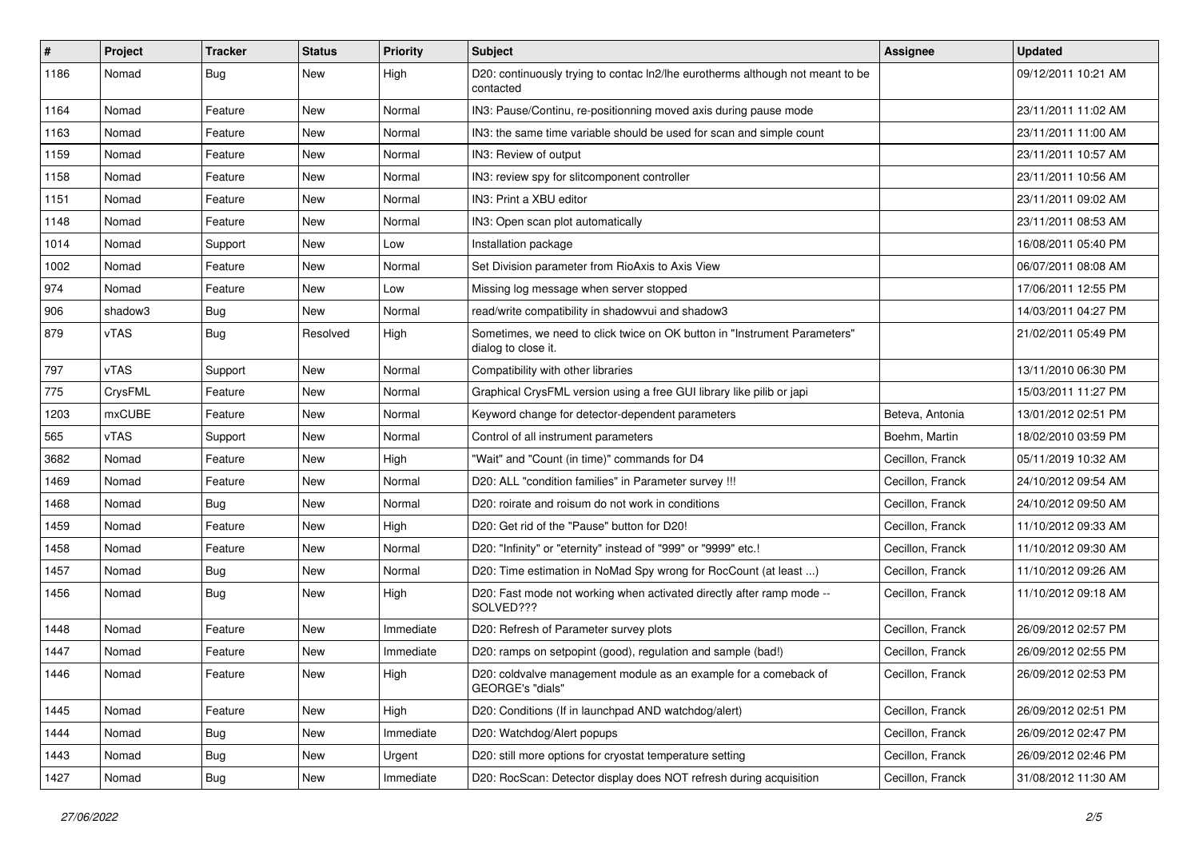| # | Project | Tracker | Status | Priority | Subject | Assignee | Updated |
|---|---|---|---|---|---|---|---|
| 1186 | Nomad | Bug | New | High | D20: continuously trying to contac ln2/lhe eurotherms although not meant to be contacted | | 09/12/2011 10:21 AM |
| 1164 | Nomad | Feature | New | Normal | IN3: Pause/Continu, re-positionning moved axis during pause mode | | 23/11/2011 11:02 AM |
| 1163 | Nomad | Feature | New | Normal | IN3: the same time variable should be used for scan and simple count | | 23/11/2011 11:00 AM |
| 1159 | Nomad | Feature | New | Normal | IN3: Review of output | | 23/11/2011 10:57 AM |
| 1158 | Nomad | Feature | New | Normal | IN3: review spy for slitcomponent controller | | 23/11/2011 10:56 AM |
| 1151 | Nomad | Feature | New | Normal | IN3: Print a XBU editor | | 23/11/2011 09:02 AM |
| 1148 | Nomad | Feature | New | Normal | IN3: Open scan plot automatically | | 23/11/2011 08:53 AM |
| 1014 | Nomad | Support | New | Low | Installation package | | 16/08/2011 05:40 PM |
| 1002 | Nomad | Feature | New | Normal | Set Division parameter from RioAxis to Axis View | | 06/07/2011 08:08 AM |
| 974 | Nomad | Feature | New | Low | Missing log message when server stopped | | 17/06/2011 12:55 PM |
| 906 | shadow3 | Bug | New | Normal | read/write compatibility in shadowvui and shadow3 | | 14/03/2011 04:27 PM |
| 879 | vTAS | Bug | Resolved | High | Sometimes, we need to click twice on OK button in "Instrument Parameters" dialog to close it. | | 21/02/2011 05:49 PM |
| 797 | vTAS | Support | New | Normal | Compatibility with other libraries | | 13/11/2010 06:30 PM |
| 775 | CrysFML | Feature | New | Normal | Graphical CrysFML version using a free GUI library like pilib or japi | | 15/03/2011 11:27 PM |
| 1203 | mxCUBE | Feature | New | Normal | Keyword change for detector-dependent parameters | Beteva, Antonia | 13/01/2012 02:51 PM |
| 565 | vTAS | Support | New | Normal | Control of all instrument parameters | Boehm, Martin | 18/02/2010 03:59 PM |
| 3682 | Nomad | Feature | New | High | "Wait" and "Count (in time)" commands for D4 | Cecillon, Franck | 05/11/2019 10:32 AM |
| 1469 | Nomad | Feature | New | Normal | D20: ALL "condition families" in Parameter survey !!! | Cecillon, Franck | 24/10/2012 09:54 AM |
| 1468 | Nomad | Bug | New | Normal | D20: roirate and roisum do not work in conditions | Cecillon, Franck | 24/10/2012 09:50 AM |
| 1459 | Nomad | Feature | New | High | D20: Get rid of the "Pause" button for D20! | Cecillon, Franck | 11/10/2012 09:33 AM |
| 1458 | Nomad | Feature | New | Normal | D20: "Infinity" or "eternity" instead of "999" or "9999" etc.! | Cecillon, Franck | 11/10/2012 09:30 AM |
| 1457 | Nomad | Bug | New | Normal | D20: Time estimation in NoMad Spy wrong for RocCount (at least ...) | Cecillon, Franck | 11/10/2012 09:26 AM |
| 1456 | Nomad | Bug | New | High | D20: Fast mode not working when activated directly after ramp mode -- SOLVED??? | Cecillon, Franck | 11/10/2012 09:18 AM |
| 1448 | Nomad | Feature | New | Immediate | D20: Refresh of Parameter survey plots | Cecillon, Franck | 26/09/2012 02:57 PM |
| 1447 | Nomad | Feature | New | Immediate | D20: ramps on setpopint (good), regulation and sample (bad!) | Cecillon, Franck | 26/09/2012 02:55 PM |
| 1446 | Nomad | Feature | New | High | D20: coldvalve management module as an example for a comeback of GEORGE's "dials" | Cecillon, Franck | 26/09/2012 02:53 PM |
| 1445 | Nomad | Feature | New | High | D20: Conditions (If in launchpad AND watchdog/alert) | Cecillon, Franck | 26/09/2012 02:51 PM |
| 1444 | Nomad | Bug | New | Immediate | D20: Watchdog/Alert popups | Cecillon, Franck | 26/09/2012 02:47 PM |
| 1443 | Nomad | Bug | New | Urgent | D20: still more options for cryostat temperature setting | Cecillon, Franck | 26/09/2012 02:46 PM |
| 1427 | Nomad | Bug | New | Immediate | D20: RocScan: Detector display does NOT refresh during acquisition | Cecillon, Franck | 31/08/2012 11:30 AM |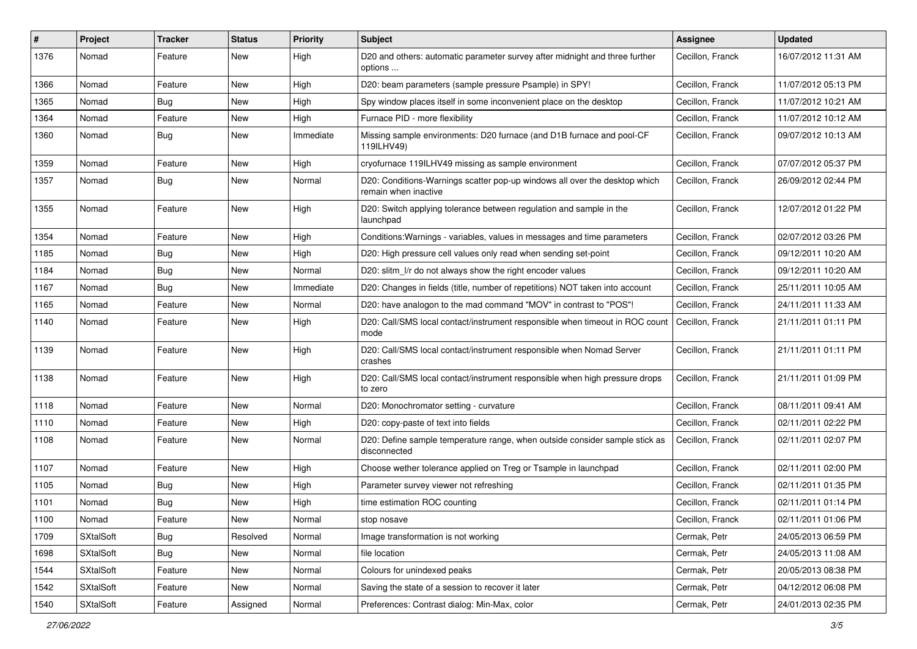| # | Project | Tracker | Status | Priority | Subject | Assignee | Updated |
|---|---|---|---|---|---|---|---|
| 1376 | Nomad | Feature | New | High | D20 and others: automatic parameter survey after midnight and three further options ... | Cecillon, Franck | 16/07/2012 11:31 AM |
| 1366 | Nomad | Feature | New | High | D20: beam parameters (sample pressure Psample) in SPY! | Cecillon, Franck | 11/07/2012 05:13 PM |
| 1365 | Nomad | Bug | New | High | Spy window places itself in some inconvenient place on the desktop | Cecillon, Franck | 11/07/2012 10:21 AM |
| 1364 | Nomad | Feature | New | High | Furnace PID - more flexibility | Cecillon, Franck | 11/07/2012 10:12 AM |
| 1360 | Nomad | Bug | New | Immediate | Missing sample environments: D20 furnace (and D1B furnace and pool-CF 119ILHV49) | Cecillon, Franck | 09/07/2012 10:13 AM |
| 1359 | Nomad | Feature | New | High | cryofurnace 119ILHV49 missing as sample environment | Cecillon, Franck | 07/07/2012 05:37 PM |
| 1357 | Nomad | Bug | New | Normal | D20: Conditions-Warnings scatter pop-up windows all over the desktop which remain when inactive | Cecillon, Franck | 26/09/2012 02:44 PM |
| 1355 | Nomad | Feature | New | High | D20: Switch applying tolerance between regulation and sample in the launchpad | Cecillon, Franck | 12/07/2012 01:22 PM |
| 1354 | Nomad | Feature | New | High | Conditions:Warnings - variables, values in messages and time parameters | Cecillon, Franck | 02/07/2012 03:26 PM |
| 1185 | Nomad | Bug | New | High | D20: High pressure cell values only read when sending set-point | Cecillon, Franck | 09/12/2011 10:20 AM |
| 1184 | Nomad | Bug | New | Normal | D20: slitm_l/r do not always show the right encoder values | Cecillon, Franck | 09/12/2011 10:20 AM |
| 1167 | Nomad | Bug | New | Immediate | D20: Changes in fields (title, number of repetitions) NOT taken into account | Cecillon, Franck | 25/11/2011 10:05 AM |
| 1165 | Nomad | Feature | New | Normal | D20: have analogon to the mad command "MOV" in contrast to "POS"! | Cecillon, Franck | 24/11/2011 11:33 AM |
| 1140 | Nomad | Feature | New | High | D20: Call/SMS local contact/instrument responsible when timeout in ROC count mode | Cecillon, Franck | 21/11/2011 01:11 PM |
| 1139 | Nomad | Feature | New | High | D20: Call/SMS local contact/instrument responsible when Nomad Server crashes | Cecillon, Franck | 21/11/2011 01:11 PM |
| 1138 | Nomad | Feature | New | High | D20: Call/SMS local contact/instrument responsible when high pressure drops to zero | Cecillon, Franck | 21/11/2011 01:09 PM |
| 1118 | Nomad | Feature | New | Normal | D20: Monochromator setting - curvature | Cecillon, Franck | 08/11/2011 09:41 AM |
| 1110 | Nomad | Feature | New | High | D20: copy-paste of text into fields | Cecillon, Franck | 02/11/2011 02:22 PM |
| 1108 | Nomad | Feature | New | Normal | D20: Define sample temperature range, when outside consider sample stick as disconnected | Cecillon, Franck | 02/11/2011 02:07 PM |
| 1107 | Nomad | Feature | New | High | Choose wether tolerance applied on Treg or Tsample in launchpad | Cecillon, Franck | 02/11/2011 02:00 PM |
| 1105 | Nomad | Bug | New | High | Parameter survey viewer not refreshing | Cecillon, Franck | 02/11/2011 01:35 PM |
| 1101 | Nomad | Bug | New | High | time estimation ROC counting | Cecillon, Franck | 02/11/2011 01:14 PM |
| 1100 | Nomad | Feature | New | Normal | stop nosave | Cecillon, Franck | 02/11/2011 01:06 PM |
| 1709 | SXtalSoft | Bug | Resolved | Normal | Image transformation is not working | Cermak, Petr | 24/05/2013 06:59 PM |
| 1698 | SXtalSoft | Bug | New | Normal | file location | Cermak, Petr | 24/05/2013 11:08 AM |
| 1544 | SXtalSoft | Feature | New | Normal | Colours for unindexed peaks | Cermak, Petr | 20/05/2013 08:38 PM |
| 1542 | SXtalSoft | Feature | New | Normal | Saving the state of a session to recover it later | Cermak, Petr | 04/12/2012 06:08 PM |
| 1540 | SXtalSoft | Feature | Assigned | Normal | Preferences: Contrast dialog: Min-Max, color | Cermak, Petr | 24/01/2013 02:35 PM |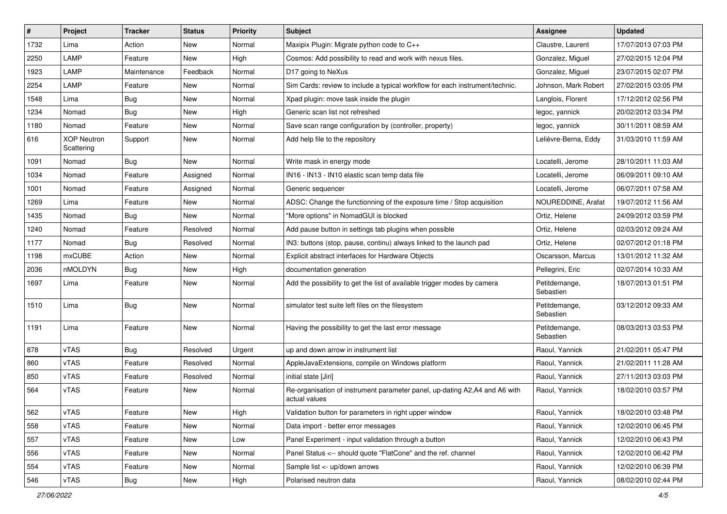| # | Project | Tracker | Status | Priority | Subject | Assignee | Updated |
|---|---|---|---|---|---|---|---|
| 1732 | Lima | Action | New | Normal | Maxipix Plugin: Migrate python code to C++ | Claustre, Laurent | 17/07/2013 07:03 PM |
| 2250 | LAMP | Feature | New | High | Cosmos: Add possibility to read and work with nexus files. | Gonzalez, Miguel | 27/02/2015 12:04 PM |
| 1923 | LAMP | Maintenance | Feedback | Normal | D17 going to NeXus | Gonzalez, Miguel | 23/07/2015 02:07 PM |
| 2254 | LAMP | Feature | New | Normal | Sim Cards: review to include a typical workflow for each instrument/technic. | Johnson, Mark Robert | 27/02/2015 03:05 PM |
| 1548 | Lima | Bug | New | Normal | Xpad plugin: move task inside the plugin | Langlois, Florent | 17/12/2012 02:56 PM |
| 1234 | Nomad | Bug | New | High | Generic scan list not refreshed | legoc, yannick | 20/02/2012 03:34 PM |
| 1180 | Nomad | Feature | New | Normal | Save scan range configuration by (controller, property) | legoc, yannick | 30/11/2011 08:59 AM |
| 616 | XOP Neutron Scattering | Support | New | Normal | Add help file to the repository | Lelièvre-Berna, Eddy | 31/03/2010 11:59 AM |
| 1091 | Nomad | Bug | New | Normal | Write mask in energy mode | Locatelli, Jerome | 28/10/2011 11:03 AM |
| 1034 | Nomad | Feature | Assigned | Normal | IN16 - IN13 - IN10 elastic scan temp data file | Locatelli, Jerome | 06/09/2011 09:10 AM |
| 1001 | Nomad | Feature | Assigned | Normal | Generic sequencer | Locatelli, Jerome | 06/07/2011 07:58 AM |
| 1269 | Lima | Feature | New | Normal | ADSC: Change the functionning of the exposure time / Stop acquisition | NOUREDDINE, Arafat | 19/07/2012 11:56 AM |
| 1435 | Nomad | Bug | New | Normal | "More options" in NomadGUI is blocked | Ortiz, Helene | 24/09/2012 03:59 PM |
| 1240 | Nomad | Feature | Resolved | Normal | Add pause button in settings tab plugins when possible | Ortiz, Helene | 02/03/2012 09:24 AM |
| 1177 | Nomad | Bug | Resolved | Normal | IN3: buttons (stop, pause, continu) always linked to the launch pad | Ortiz, Helene | 02/07/2012 01:18 PM |
| 1198 | mxCUBE | Action | New | Normal | Explicit abstract interfaces for Hardware Objects | Oscarsson, Marcus | 13/01/2012 11:32 AM |
| 2036 | nMOLDYN | Bug | New | High | documentation generation | Pellegrini, Eric | 02/07/2014 10:33 AM |
| 1697 | Lima | Feature | New | Normal | Add the possibility to get the list of available trigger modes by camera | Petitdemange, Sebastien | 18/07/2013 01:51 PM |
| 1510 | Lima | Bug | New | Normal | simulator test suite left files on the filesystem | Petitdemange, Sebastien | 03/12/2012 09:33 AM |
| 1191 | Lima | Feature | New | Normal | Having the possibility to get the last error message | Petitdemange, Sebastien | 08/03/2013 03:53 PM |
| 878 | vTAS | Bug | Resolved | Urgent | up and down arrow in instrument list | Raoul, Yannick | 21/02/2011 05:47 PM |
| 860 | vTAS | Feature | Resolved | Normal | AppleJavaExtensions, compile on Windows platform | Raoul, Yannick | 21/02/2011 11:28 AM |
| 850 | vTAS | Feature | Resolved | Normal | initial state [Jiri] | Raoul, Yannick | 27/11/2013 03:03 PM |
| 564 | vTAS | Feature | New | Normal | Re-organisation of instrument parameter panel, up-dating A2,A4 and A6 with actual values | Raoul, Yannick | 18/02/2010 03:57 PM |
| 562 | vTAS | Feature | New | High | Validation button for parameters in right upper window | Raoul, Yannick | 18/02/2010 03:48 PM |
| 558 | vTAS | Feature | New | Normal | Data import - better error messages | Raoul, Yannick | 12/02/2010 06:45 PM |
| 557 | vTAS | Feature | New | Low | Panel Experiment - input validation through a button | Raoul, Yannick | 12/02/2010 06:43 PM |
| 556 | vTAS | Feature | New | Normal | Panel Status <-- should quote "FlatCone" and the ref. channel | Raoul, Yannick | 12/02/2010 06:42 PM |
| 554 | vTAS | Feature | New | Normal | Sample list <- up/down arrows | Raoul, Yannick | 12/02/2010 06:39 PM |
| 546 | vTAS | Bug | New | High | Polarised neutron data | Raoul, Yannick | 08/02/2010 02:44 PM |

*27/06/2022*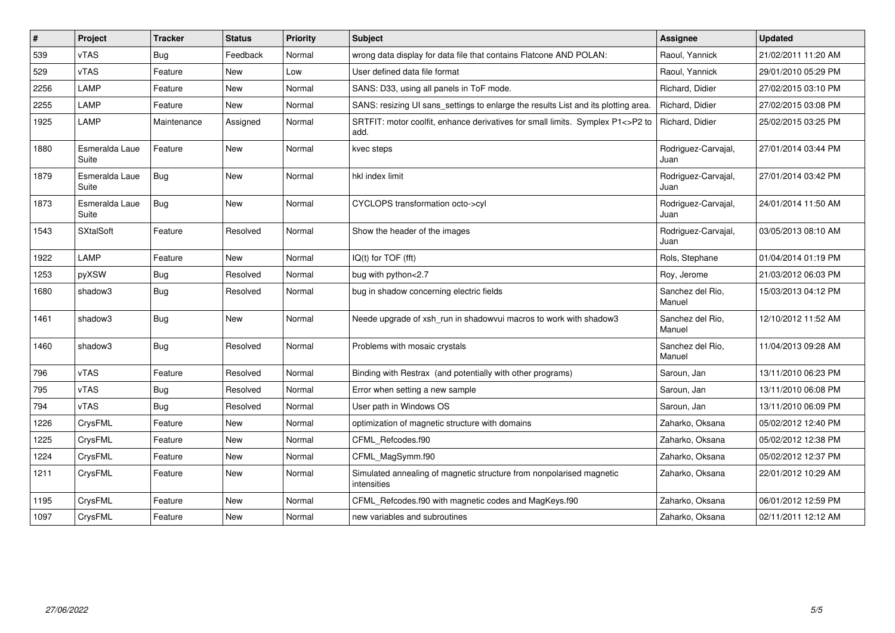| # | Project | Tracker | Status | Priority | Subject | Assignee | Updated |
|---|---|---|---|---|---|---|---|
| 539 | vTAS | Bug | Feedback | Normal | wrong data display for data file that contains Flatcone AND POLAN: | Raoul, Yannick | 21/02/2011 11:20 AM |
| 529 | vTAS | Feature | New | Low | User defined data file format | Raoul, Yannick | 29/01/2010 05:29 PM |
| 2256 | LAMP | Feature | New | Normal | SANS: D33, using all panels in ToF mode. | Richard, Didier | 27/02/2015 03:10 PM |
| 2255 | LAMP | Feature | New | Normal | SANS: resizing UI sans_settings to enlarge the results List and its plotting area. | Richard, Didier | 27/02/2015 03:08 PM |
| 1925 | LAMP | Maintenance | Assigned | Normal | SRTFIT: motor coolfit, enhance derivatives for small limits. Symplex P1<>P2 to add. | Richard, Didier | 25/02/2015 03:25 PM |
| 1880 | Esmeralda Laue Suite | Feature | New | Normal | kvec steps | Rodriguez-Carvajal, Juan | 27/01/2014 03:44 PM |
| 1879 | Esmeralda Laue Suite | Bug | New | Normal | hkl index limit | Rodriguez-Carvajal, Juan | 27/01/2014 03:42 PM |
| 1873 | Esmeralda Laue Suite | Bug | New | Normal | CYCLOPS transformation octo->cyl | Rodriguez-Carvajal, Juan | 24/01/2014 11:50 AM |
| 1543 | SXtalSoft | Feature | Resolved | Normal | Show the header of the images | Rodriguez-Carvajal, Juan | 03/05/2013 08:10 AM |
| 1922 | LAMP | Feature | New | Normal | IQ(t) for TOF (fft) | Rols, Stephane | 01/04/2014 01:19 PM |
| 1253 | pyXSW | Bug | Resolved | Normal | bug with python<2.7 | Roy, Jerome | 21/03/2012 06:03 PM |
| 1680 | shadow3 | Bug | Resolved | Normal | bug in shadow concerning electric fields | Sanchez del Rio, Manuel | 15/03/2013 04:12 PM |
| 1461 | shadow3 | Bug | New | Normal | Neede upgrade of xsh_run in shadowvui macros to work with shadow3 | Sanchez del Rio, Manuel | 12/10/2012 11:52 AM |
| 1460 | shadow3 | Bug | Resolved | Normal | Problems with mosaic crystals | Sanchez del Rio, Manuel | 11/04/2013 09:28 AM |
| 796 | vTAS | Feature | Resolved | Normal | Binding with Restrax (and potentially with other programs) | Saroun, Jan | 13/11/2010 06:23 PM |
| 795 | vTAS | Bug | Resolved | Normal | Error when setting a new sample | Saroun, Jan | 13/11/2010 06:08 PM |
| 794 | vTAS | Bug | Resolved | Normal | User path in Windows OS | Saroun, Jan | 13/11/2010 06:09 PM |
| 1226 | CrysFML | Feature | New | Normal | optimization of magnetic structure with domains | Zaharko, Oksana | 05/02/2012 12:40 PM |
| 1225 | CrysFML | Feature | New | Normal | CFML_Refcodes.f90 | Zaharko, Oksana | 05/02/2012 12:38 PM |
| 1224 | CrysFML | Feature | New | Normal | CFML_MagSymm.f90 | Zaharko, Oksana | 05/02/2012 12:37 PM |
| 1211 | CrysFML | Feature | New | Normal | Simulated annealing of magnetic structure from nonpolarised magnetic intensities | Zaharko, Oksana | 22/01/2012 10:29 AM |
| 1195 | CrysFML | Feature | New | Normal | CFML_Refcodes.f90 with magnetic codes and MagKeys.f90 | Zaharko, Oksana | 06/01/2012 12:59 PM |
| 1097 | CrysFML | Feature | New | Normal | new variables and subroutines | Zaharko, Oksana | 02/11/2011 12:12 AM |